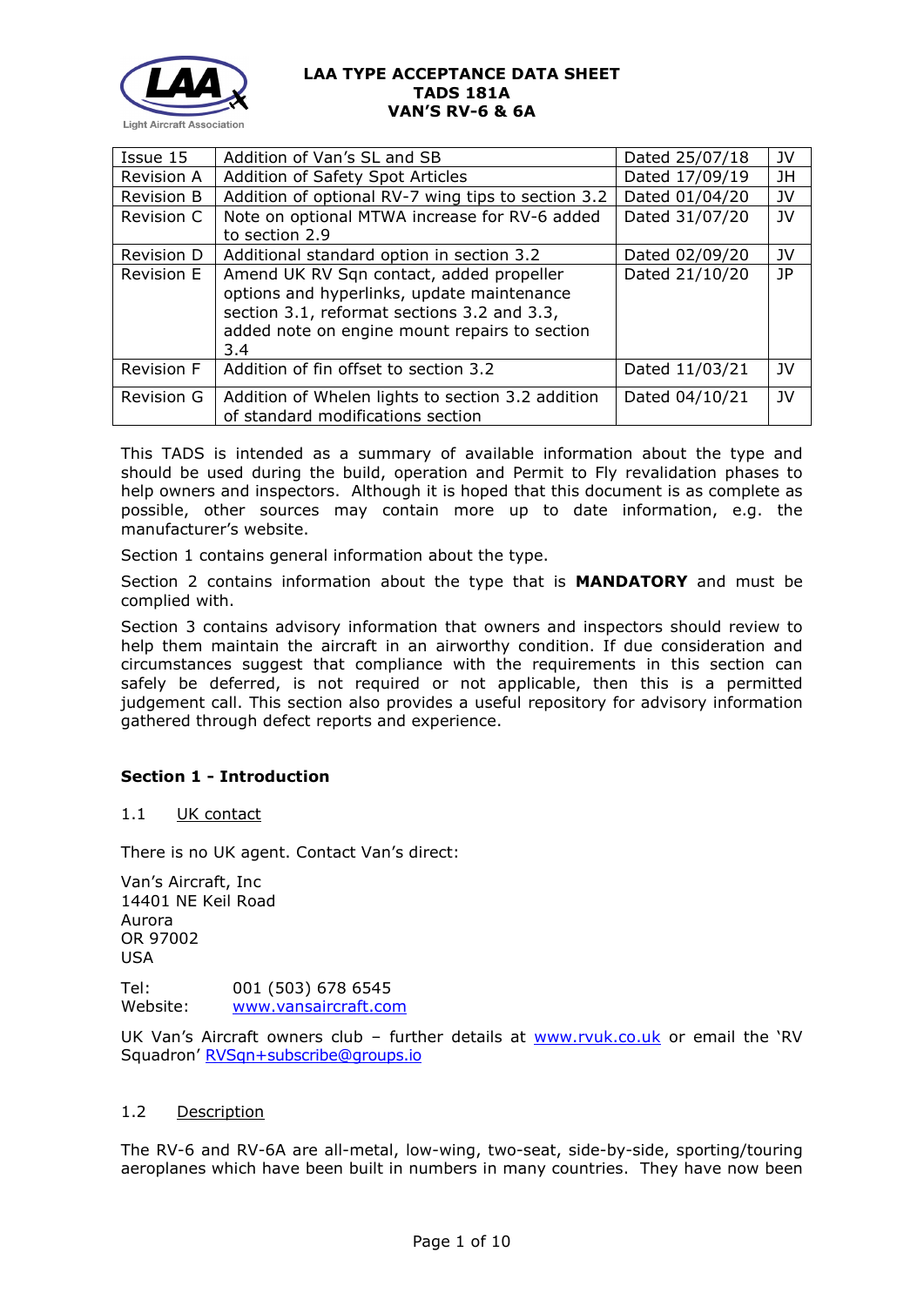**LAA TYPE ACCEPTANCE DATA SHEET**
**TADS 181A**
**VAN'S RV-6 & 6A**

| | | | |
|---|---|---|---|
| Issue 15 | Addition of Van's SL and SB | Dated 25/07/18 | JV |
| Revision A | Addition of Safety Spot Articles | Dated 17/09/19 | JH |
| Revision B | Addition of optional RV-7 wing tips to section 3.2 | Dated 01/04/20 | JV |
| Revision C | Note on optional MTWA increase for RV-6 added to section 2.9 | Dated 31/07/20 | JV |
| Revision D | Additional standard option in section 3.2 | Dated 02/09/20 | JV |
| Revision E | Amend UK RV Sqn contact, added propeller options and hyperlinks, update maintenance section 3.1, reformat sections 3.2 and 3.3, added note on engine mount repairs to section 3.4 | Dated 21/10/20 | JP |
| Revision F | Addition of fin offset to section 3.2 | Dated 11/03/21 | JV |
| Revision G | Addition of Whelen lights to section 3.2 addition of standard modifications section | Dated 04/10/21 | JV |

This TADS is intended as a summary of available information about the type and should be used during the build, operation and Permit to Fly revalidation phases to help owners and inspectors. Although it is hoped that this document is as complete as possible, other sources may contain more up to date information, e.g. the manufacturer's website.

Section 1 contains general information about the type.

Section 2 contains information about the type that is **MANDATORY** and must be complied with.

Section 3 contains advisory information that owners and inspectors should review to help them maintain the aircraft in an airworthy condition. If due consideration and circumstances suggest that compliance with the requirements in this section can safely be deferred, is not required or not applicable, then this is a permitted judgement call. This section also provides a useful repository for advisory information gathered through defect reports and experience.

## Section 1 - Introduction

### 1.1 UK contact

There is no UK agent. Contact Van's direct:

Van's Aircraft, Inc
14401 NE Keil Road
Aurora
OR 97002
USA

Tel: 001 (503) 678 6545
Website: www.vansaircraft.com

UK Van's Aircraft owners club – further details at www.rvuk.co.uk or email the 'RV Squadron' RVSqn+subscribe@groups.io

### 1.2 Description

The RV-6 and RV-6A are all-metal, low-wing, two-seat, side-by-side, sporting/touring aeroplanes which have been built in numbers in many countries. They have now been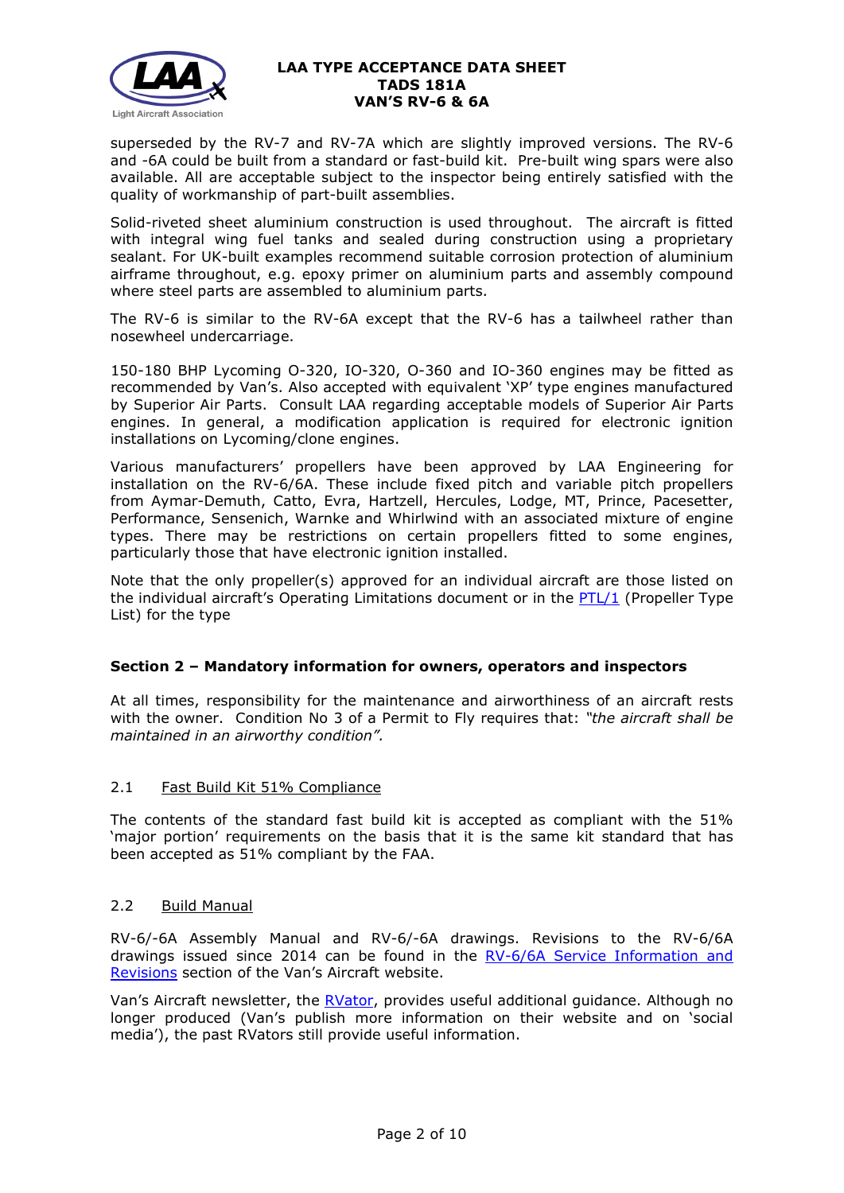superseded by the RV-7 and RV-7A which are slightly improved versions. The RV-6 and -6A could be built from a standard or fast-build kit. Pre-built wing spars were also available. All are acceptable subject to the inspector being entirely satisfied with the quality of workmanship of part-built assemblies.

Solid-riveted sheet aluminium construction is used throughout. The aircraft is fitted with integral wing fuel tanks and sealed during construction using a proprietary sealant. For UK-built examples recommend suitable corrosion protection of aluminium airframe throughout, e.g. epoxy primer on aluminium parts and assembly compound where steel parts are assembled to aluminium parts.

The RV-6 is similar to the RV-6A except that the RV-6 has a tailwheel rather than nosewheel undercarriage.

150-180 BHP Lycoming O-320, IO-320, O-360 and IO-360 engines may be fitted as recommended by Van's. Also accepted with equivalent 'XP' type engines manufactured by Superior Air Parts. Consult LAA regarding acceptable models of Superior Air Parts engines. In general, a modification application is required for electronic ignition installations on Lycoming/clone engines.

Various manufacturers' propellers have been approved by LAA Engineering for installation on the RV-6/6A. These include fixed pitch and variable pitch propellers from Aymar-Demuth, Catto, Evra, Hartzell, Hercules, Lodge, MT, Prince, Pacesetter, Performance, Sensenich, Warnke and Whirlwind with an associated mixture of engine types. There may be restrictions on certain propellers fitted to some engines, particularly those that have electronic ignition installed.

Note that the only propeller(s) approved for an individual aircraft are those listed on the individual aircraft's Operating Limitations document or in the PTL/1 (Propeller Type List) for the type

## Section 2 – Mandatory information for owners, operators and inspectors

At all times, responsibility for the maintenance and airworthiness of an aircraft rests with the owner. Condition No 3 of a Permit to Fly requires that: *"the aircraft shall be maintained in an airworthy condition".*

### 2.1 Fast Build Kit 51% Compliance

The contents of the standard fast build kit is accepted as compliant with the 51% 'major portion' requirements on the basis that it is the same kit standard that has been accepted as 51% compliant by the FAA.

### 2.2 Build Manual

RV-6/-6A Assembly Manual and RV-6/-6A drawings. Revisions to the RV-6/6A drawings issued since 2014 can be found in the RV-6/6A Service Information and Revisions section of the Van's Aircraft website.

Van's Aircraft newsletter, the RVator, provides useful additional guidance. Although no longer produced (Van's publish more information on their website and on 'social media'), the past RVators still provide useful information.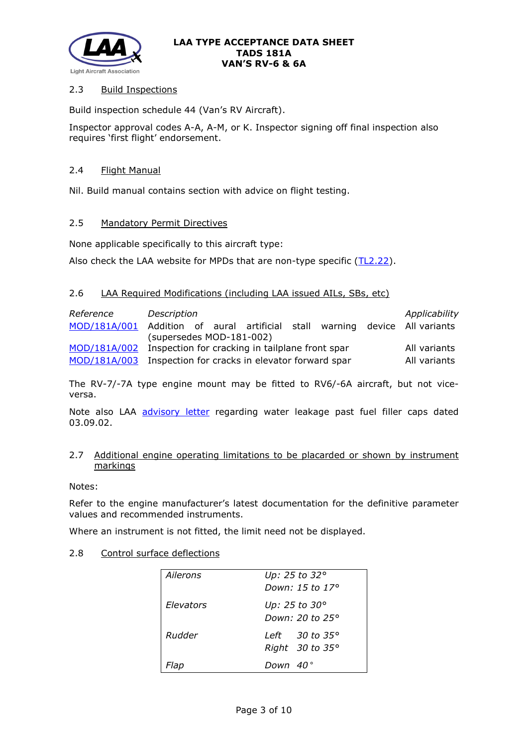## 2.3 Build Inspections

Build inspection schedule 44 (Van's RV Aircraft).

Inspector approval codes A-A, A-M, or K. Inspector signing off final inspection also requires 'first flight' endorsement.

## 2.4 Flight Manual

Nil. Build manual contains section with advice on flight testing.

## 2.5 Mandatory Permit Directives

None applicable specifically to this aircraft type:

Also check the LAA website for MPDs that are non-type specific (TL2.22).

## 2.6 LAA Required Modifications (including LAA issued AILs, SBs, etc)

| *Reference* | *Description* | *Applicability* |
|---|---|---|
| MOD/181A/001 | Addition of aural artificial stall warning device (supersedes MOD-181-002) | All variants |
| MOD/181A/002 | Inspection for cracking in tailplane front spar | All variants |
| MOD/181A/003 | Inspection for cracks in elevator forward spar | All variants |

The RV-7/-7A type engine mount may be fitted to RV6/-6A aircraft, but not vice-versa.

Note also LAA advisory letter regarding water leakage past fuel filler caps dated 03.09.02.

## 2.7 Additional engine operating limitations to be placarded or shown by instrument markings

Notes:

Refer to the engine manufacturer's latest documentation for the definitive parameter values and recommended instruments.

Where an instrument is not fitted, the limit need not be displayed.

## 2.8 Control surface deflections

| | |
|---|---|
| *Ailerons* | *Up: 25 to 32°*<br>*Down: 15 to 17°* |
| *Elevators* | *Up: 25 to 30°*<br>*Down: 20 to 25°* |
| *Rudder* | *Left 30 to 35°*<br>*Right 30 to 35°* |
| *Flap* | *Down 40°* |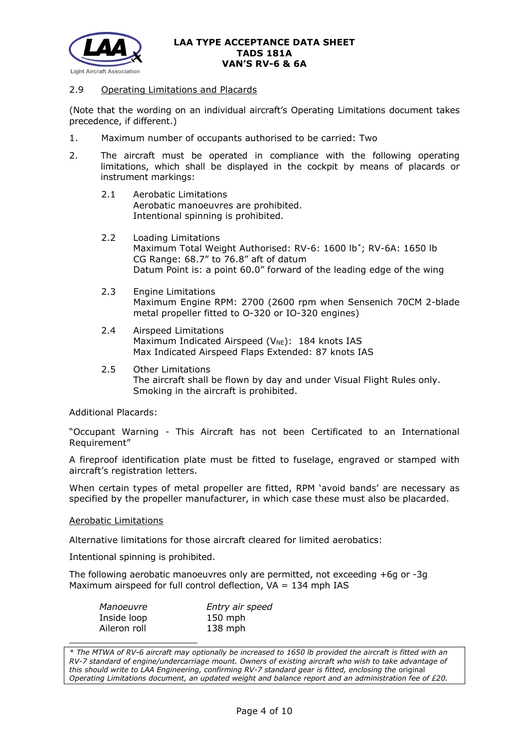### 2.9 Operating Limitations and Placards

(Note that the wording on an individual aircraft's Operating Limitations document takes precedence, if different.)

1. Maximum number of occupants authorised to be carried: Two

2. The aircraft must be operated in compliance with the following operating limitations, which shall be displayed in the cockpit by means of placards or instrument markings:

   2.1 Aerobatic Limitations
   Aerobatic manoeuvres are prohibited.
   Intentional spinning is prohibited.

   2.2 Loading Limitations
   Maximum Total Weight Authorised: RV-6: 1600 lb*; RV-6A: 1650 lb
   CG Range: 68.7" to 76.8" aft of datum
   Datum Point is: a point 60.0" forward of the leading edge of the wing

   2.3 Engine Limitations
   Maximum Engine RPM: 2700 (2600 rpm when Sensenich 70CM 2-blade metal propeller fitted to O-320 or IO-320 engines)

   2.4 Airspeed Limitations
   Maximum Indicated Airspeed ($V_{NE}$): 184 knots IAS
   Max Indicated Airspeed Flaps Extended: 87 knots IAS

   2.5 Other Limitations
   The aircraft shall be flown by day and under Visual Flight Rules only.
   Smoking in the aircraft is prohibited.

Additional Placards:

"Occupant Warning - This Aircraft has not been Certificated to an International Requirement"

A fireproof identification plate must be fitted to fuselage, engraved or stamped with aircraft's registration letters.

When certain types of metal propeller are fitted, RPM 'avoid bands' are necessary as specified by the propeller manufacturer, in which case these must also be placarded.

Aerobatic Limitations

Alternative limitations for those aircraft cleared for limited aerobatics:

Intentional spinning is prohibited.

The following aerobatic manoeuvres only are permitted, not exceeding +6g or -3g
Maximum airspeed for full control deflection, VA = 134 mph IAS

| *Manoeuvre* | *Entry air speed* |
|---|---|
| Inside loop | 150 mph |
| Aileron roll | 138 mph |

*\* The MTWA of RV-6 aircraft may optionally be increased to 1650 lb provided the aircraft is fitted with an RV-7 standard of engine/undercarriage mount. Owners of existing aircraft who wish to take advantage of this should write to LAA Engineering, confirming RV-7 standard gear is fitted, enclosing the* original *Operating Limitations document, an updated weight and balance report and an administration fee of £20.*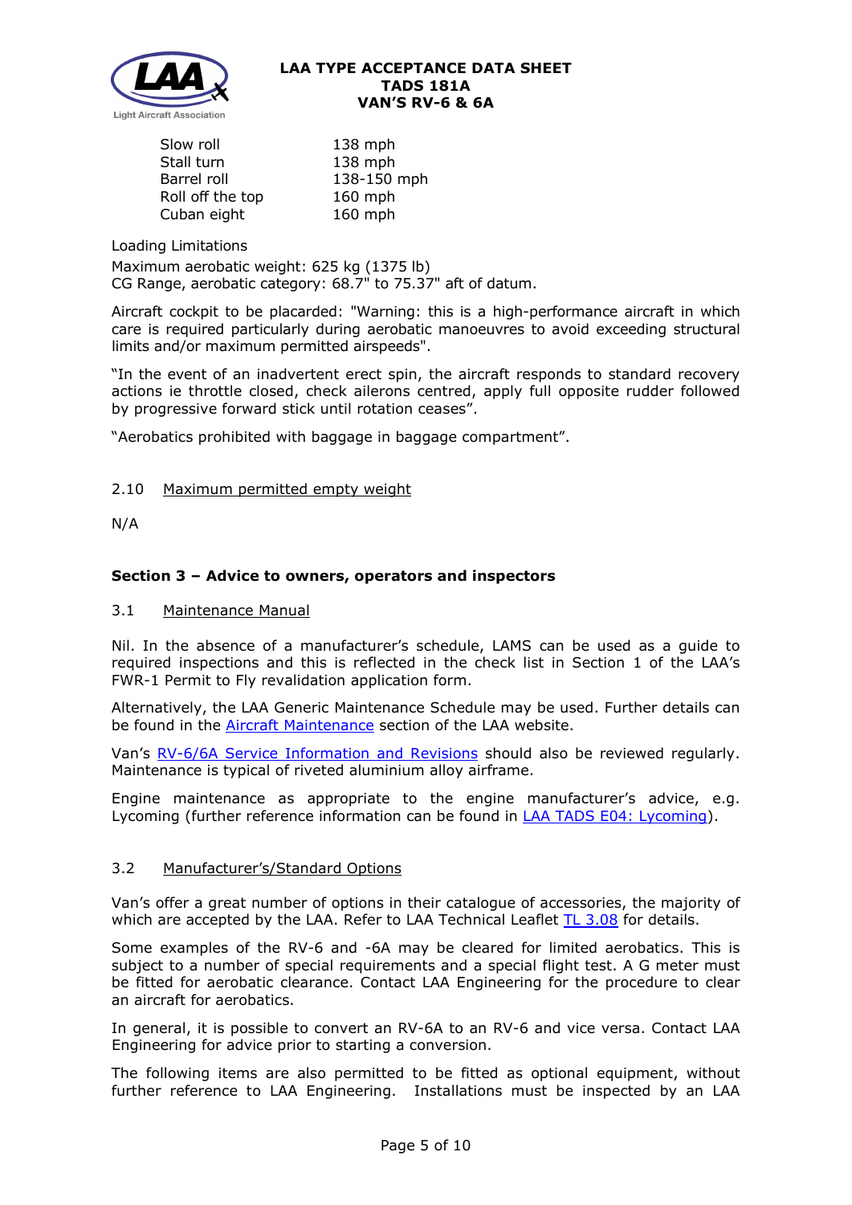| | |
|---|---|
| Slow roll | 138 mph |
| Stall turn | 138 mph |
| Barrel roll | 138-150 mph |
| Roll off the top | 160 mph |
| Cuban eight | 160 mph |

Loading Limitations

Maximum aerobatic weight: 625 kg (1375 lb)
CG Range, aerobatic category: 68.7" to 75.37" aft of datum.

Aircraft cockpit to be placarded: "Warning: this is a high-performance aircraft in which care is required particularly during aerobatic manoeuvres to avoid exceeding structural limits and/or maximum permitted airspeeds".

"In the event of an inadvertent erect spin, the aircraft responds to standard recovery actions ie throttle closed, check ailerons centred, apply full opposite rudder followed by progressive forward stick until rotation ceases".

"Aerobatics prohibited with baggage in baggage compartment".

### 2.10 Maximum permitted empty weight

N/A

## Section 3 – Advice to owners, operators and inspectors

### 3.1 Maintenance Manual

Nil. In the absence of a manufacturer's schedule, LAMS can be used as a guide to required inspections and this is reflected in the check list in Section 1 of the LAA's FWR-1 Permit to Fly revalidation application form.

Alternatively, the LAA Generic Maintenance Schedule may be used. Further details can be found in the Aircraft Maintenance section of the LAA website.

Van's RV-6/6A Service Information and Revisions should also be reviewed regularly. Maintenance is typical of riveted aluminium alloy airframe.

Engine maintenance as appropriate to the engine manufacturer's advice, e.g. Lycoming (further reference information can be found in LAA TADS E04: Lycoming).

### 3.2 Manufacturer's/Standard Options

Van's offer a great number of options in their catalogue of accessories, the majority of which are accepted by the LAA. Refer to LAA Technical Leaflet TL 3.08 for details.

Some examples of the RV-6 and -6A may be cleared for limited aerobatics. This is subject to a number of special requirements and a special flight test. A G meter must be fitted for aerobatic clearance. Contact LAA Engineering for the procedure to clear an aircraft for aerobatics.

In general, it is possible to convert an RV-6A to an RV-6 and vice versa. Contact LAA Engineering for advice prior to starting a conversion.

The following items are also permitted to be fitted as optional equipment, without further reference to LAA Engineering. Installations must be inspected by an LAA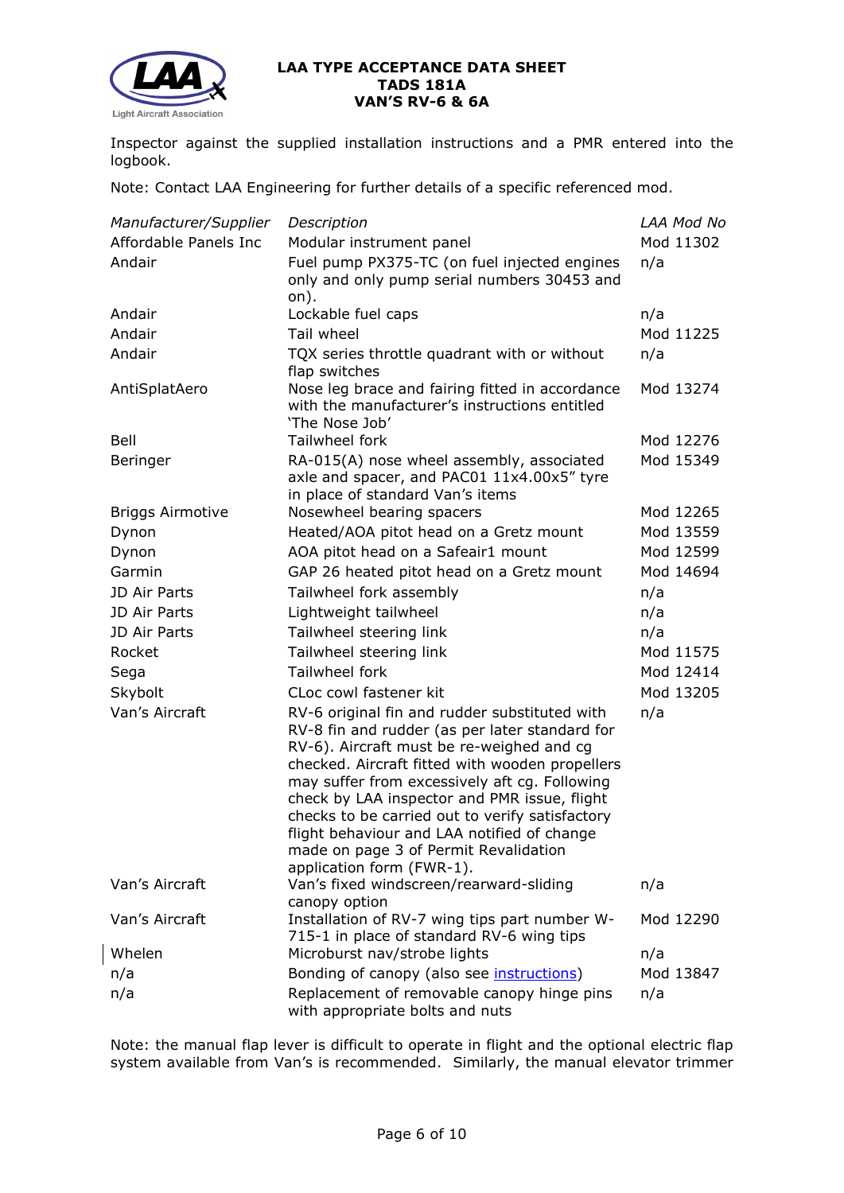Inspector against the supplied installation instructions and a PMR entered into the logbook.

Note: Contact LAA Engineering for further details of a specific referenced mod.

| *Manufacturer/Supplier* | *Description* | *LAA Mod No* |
|---|---|---|
| Affordable Panels Inc | Modular instrument panel | Mod 11302 |
| Andair | Fuel pump PX375-TC (on fuel injected engines only and only pump serial numbers 30453 and on). | n/a |
| Andair | Lockable fuel caps | n/a |
| Andair | Tail wheel | Mod 11225 |
| Andair | TQX series throttle quadrant with or without flap switches | n/a |
| AntiSplatAero | Nose leg brace and fairing fitted in accordance with the manufacturer's instructions entitled 'The Nose Job' | Mod 13274 |
| Bell | Tailwheel fork | Mod 12276 |
| Beringer | RA-015(A) nose wheel assembly, associated axle and spacer, and PAC01 11x4.00x5" tyre in place of standard Van's items | Mod 15349 |
| Briggs Airmotive | Nosewheel bearing spacers | Mod 12265 |
| Dynon | Heated/AOA pitot head on a Gretz mount | Mod 13559 |
| Dynon | AOA pitot head on a Safeair1 mount | Mod 12599 |
| Garmin | GAP 26 heated pitot head on a Gretz mount | Mod 14694 |
| JD Air Parts | Tailwheel fork assembly | n/a |
| JD Air Parts | Lightweight tailwheel | n/a |
| JD Air Parts | Tailwheel steering link | n/a |
| Rocket | Tailwheel steering link | Mod 11575 |
| Sega | Tailwheel fork | Mod 12414 |
| Skybolt | CLoc cowl fastener kit | Mod 13205 |
| Van's Aircraft | RV-6 original fin and rudder substituted with RV-8 fin and rudder (as per later standard for RV-6). Aircraft must be re-weighed and cg checked. Aircraft fitted with wooden propellers may suffer from excessively aft cg. Following check by LAA inspector and PMR issue, flight checks to be carried out to verify satisfactory flight behaviour and LAA notified of change made on page 3 of Permit Revalidation application form (FWR-1). | n/a |
| Van's Aircraft | Van's fixed windscreen/rearward-sliding canopy option | n/a |
| Van's Aircraft | Installation of RV-7 wing tips part number W-715-1 in place of standard RV-6 wing tips | Mod 12290 |
| Whelen | Microburst nav/strobe lights | n/a |
| n/a | Bonding of canopy (also see instructions) | Mod 13847 |
| n/a | Replacement of removable canopy hinge pins with appropriate bolts and nuts | n/a |

Note: the manual flap lever is difficult to operate in flight and the optional electric flap system available from Van's is recommended. Similarly, the manual elevator trimmer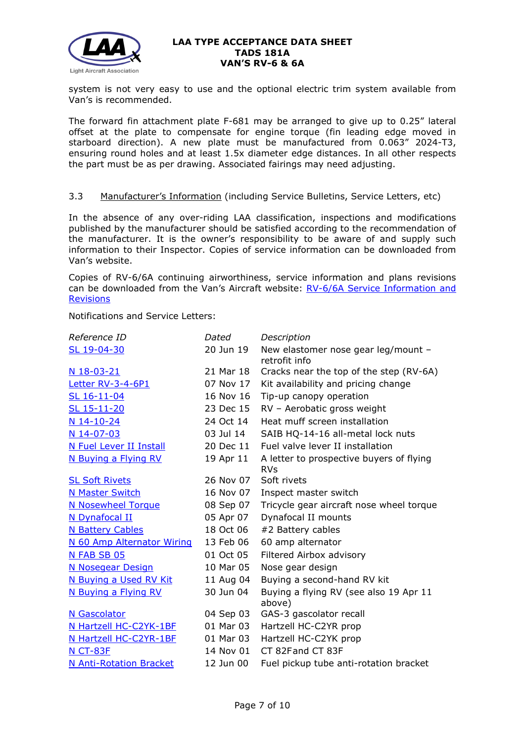system is not very easy to use and the optional electric trim system available from Van's is recommended.

The forward fin attachment plate F-681 may be arranged to give up to 0.25" lateral offset at the plate to compensate for engine torque (fin leading edge moved in starboard direction). A new plate must be manufactured from 0.063" 2024-T3, ensuring round holes and at least 1.5x diameter edge distances. In all other respects the part must be as per drawing. Associated fairings may need adjusting.

### 3.3 Manufacturer's Information (including Service Bulletins, Service Letters, etc)

In the absence of any over-riding LAA classification, inspections and modifications published by the manufacturer should be satisfied according to the recommendation of the manufacturer. It is the owner's responsibility to be aware of and supply such information to their Inspector. Copies of service information can be downloaded from Van's website.

Copies of RV-6/6A continuing airworthiness, service information and plans revisions can be downloaded from the Van's Aircraft website: RV-6/6A Service Information and Revisions

Notifications and Service Letters:

| *Reference ID* | *Dated* | *Description* |
|---|---|---|
| SL 19-04-30 | 20 Jun 19 | New elastomer nose gear leg/mount – retrofit info |
| N 18-03-21 | 21 Mar 18 | Cracks near the top of the step (RV-6A) |
| Letter RV-3-4-6P1 | 07 Nov 17 | Kit availability and pricing change |
| SL 16-11-04 | 16 Nov 16 | Tip-up canopy operation |
| SL 15-11-20 | 23 Dec 15 | RV – Aerobatic gross weight |
| N 14-10-24 | 24 Oct 14 | Heat muff screen installation |
| N 14-07-03 | 03 Jul 14 | SAIB HQ-14-16 all-metal lock nuts |
| N Fuel Lever II Install | 20 Dec 11 | Fuel valve lever II installation |
| N Buying a Flying RV | 19 Apr 11 | A letter to prospective buyers of flying RVs |
| SL Soft Rivets | 26 Nov 07 | Soft rivets |
| N Master Switch | 16 Nov 07 | Inspect master switch |
| N Nosewheel Torque | 08 Sep 07 | Tricycle gear aircraft nose wheel torque |
| N Dynafocal II | 05 Apr 07 | Dynafocal II mounts |
| N Battery Cables | 18 Oct 06 | #2 Battery cables |
| N 60 Amp Alternator Wiring | 13 Feb 06 | 60 amp alternator |
| N FAB SB 05 | 01 Oct 05 | Filtered Airbox advisory |
| N Nosegear Design | 10 Mar 05 | Nose gear design |
| N Buying a Used RV Kit | 11 Aug 04 | Buying a second-hand RV kit |
| N Buying a Flying RV | 30 Jun 04 | Buying a flying RV (see also 19 Apr 11 above) |
| N Gascolator | 04 Sep 03 | GAS-3 gascolator recall |
| N Hartzell HC-C2YK-1BF | 01 Mar 03 | Hartzell HC-C2YR prop |
| N Hartzell HC-C2YR-1BF | 01 Mar 03 | Hartzell HC-C2YK prop |
| N CT-83F | 14 Nov 01 | CT 82Fand CT 83F |
| N Anti-Rotation Bracket | 12 Jun 00 | Fuel pickup tube anti-rotation bracket |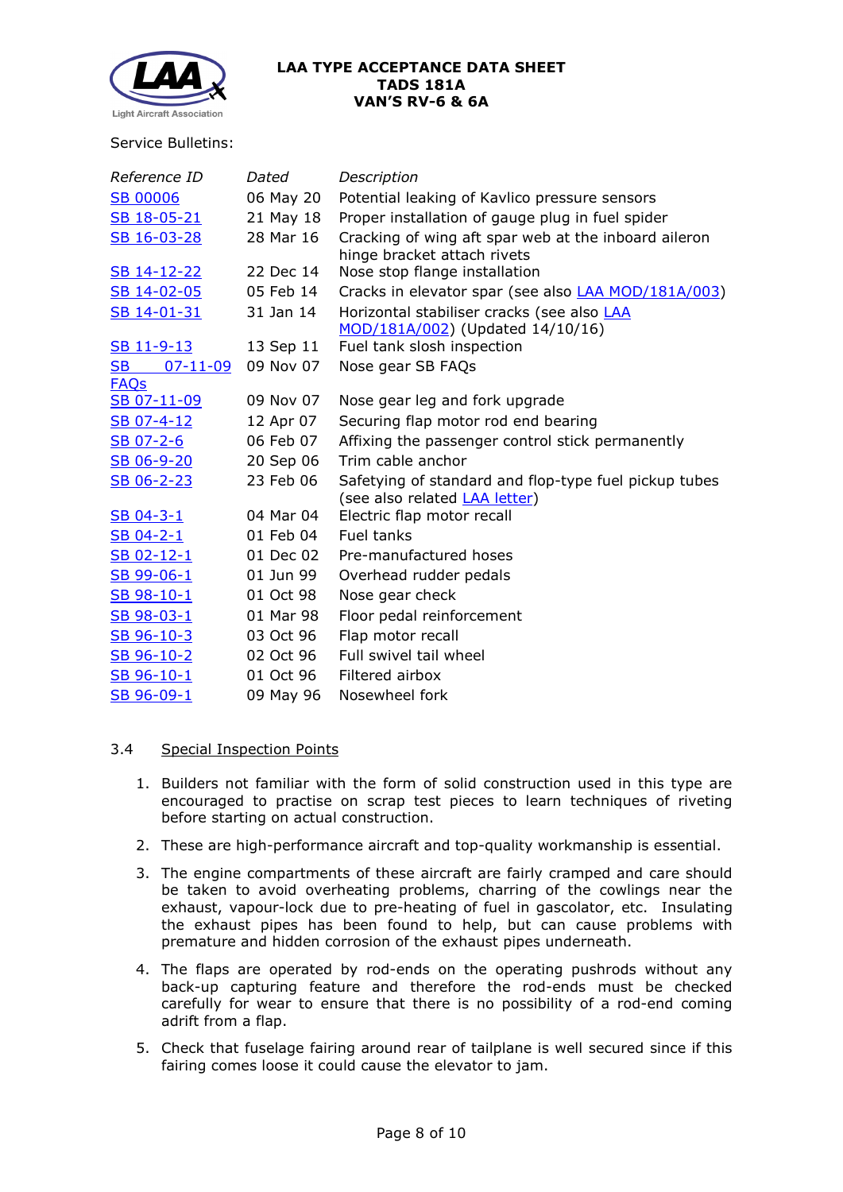Service Bulletins:

| *Reference ID* | *Dated* | *Description* |
| --- | --- | --- |
| SB 00006 | 06 May 20 | Potential leaking of Kavlico pressure sensors |
| SB 18-05-21 | 21 May 18 | Proper installation of gauge plug in fuel spider |
| SB 16-03-28 | 28 Mar 16 | Cracking of wing aft spar web at the inboard aileron hinge bracket attach rivets |
| SB 14-12-22 | 22 Dec 14 | Nose stop flange installation |
| SB 14-02-05 | 05 Feb 14 | Cracks in elevator spar (see also LAA MOD/181A/003) |
| SB 14-01-31 | 31 Jan 14 | Horizontal stabiliser cracks (see also LAA MOD/181A/002) (Updated 14/10/16) |
| SB 11-9-13 | 13 Sep 11 | Fuel tank slosh inspection |
| SB 07-11-09 FAQs | 09 Nov 07 | Nose gear SB FAQs |
| SB 07-11-09 | 09 Nov 07 | Nose gear leg and fork upgrade |
| SB 07-4-12 | 12 Apr 07 | Securing flap motor rod end bearing |
| SB 07-2-6 | 06 Feb 07 | Affixing the passenger control stick permanently |
| SB 06-9-20 | 20 Sep 06 | Trim cable anchor |
| SB 06-2-23 | 23 Feb 06 | Safetying of standard and flop-type fuel pickup tubes (see also related LAA letter) |
| SB 04-3-1 | 04 Mar 04 | Electric flap motor recall |
| SB 04-2-1 | 01 Feb 04 | Fuel tanks |
| SB 02-12-1 | 01 Dec 02 | Pre-manufactured hoses |
| SB 99-06-1 | 01 Jun 99 | Overhead rudder pedals |
| SB 98-10-1 | 01 Oct 98 | Nose gear check |
| SB 98-03-1 | 01 Mar 98 | Floor pedal reinforcement |
| SB 96-10-3 | 03 Oct 96 | Flap motor recall |
| SB 96-10-2 | 02 Oct 96 | Full swivel tail wheel |
| SB 96-10-1 | 01 Oct 96 | Filtered airbox |
| SB 96-09-1 | 09 May 96 | Nosewheel fork |

### 3.4 Special Inspection Points

1. Builders not familiar with the form of solid construction used in this type are encouraged to practise on scrap test pieces to learn techniques of riveting before starting on actual construction.
2. These are high-performance aircraft and top-quality workmanship is essential.
3. The engine compartments of these aircraft are fairly cramped and care should be taken to avoid overheating problems, charring of the cowlings near the exhaust, vapour-lock due to pre-heating of fuel in gascolator, etc. Insulating the exhaust pipes has been found to help, but can cause problems with premature and hidden corrosion of the exhaust pipes underneath.
4. The flaps are operated by rod-ends on the operating pushrods without any back-up capturing feature and therefore the rod-ends must be checked carefully for wear to ensure that there is no possibility of a rod-end coming adrift from a flap.
5. Check that fuselage fairing around rear of tailplane is well secured since if this fairing comes loose it could cause the elevator to jam.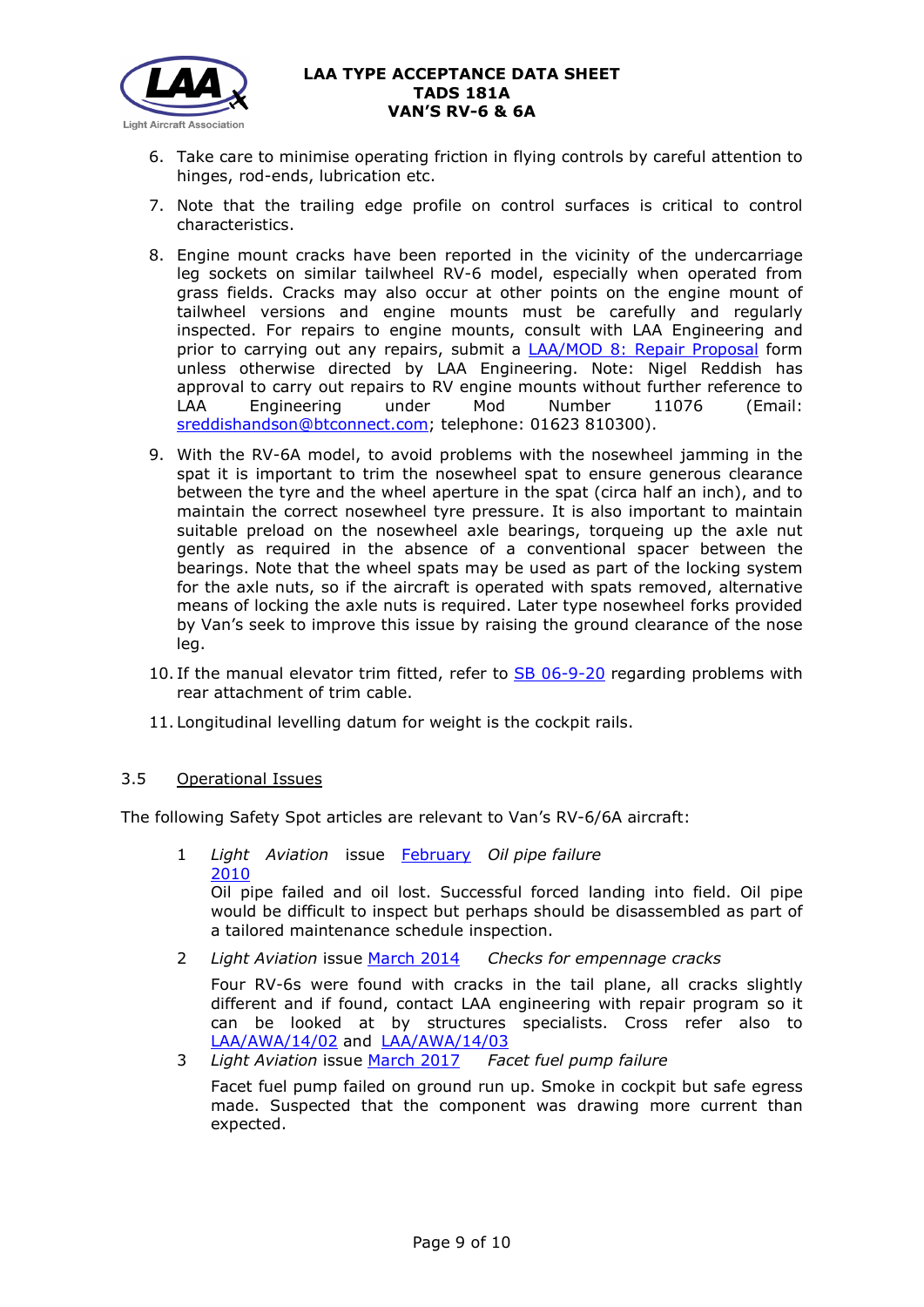6. Take care to minimise operating friction in flying controls by careful attention to hinges, rod-ends, lubrication etc.

7. Note that the trailing edge profile on control surfaces is critical to control characteristics.

8. Engine mount cracks have been reported in the vicinity of the undercarriage leg sockets on similar tailwheel RV-6 model, especially when operated from grass fields. Cracks may also occur at other points on the engine mount of tailwheel versions and engine mounts must be carefully and regularly inspected. For repairs to engine mounts, consult with LAA Engineering and prior to carrying out any repairs, submit a LAA/MOD 8: Repair Proposal form unless otherwise directed by LAA Engineering. Note: Nigel Reddish has approval to carry out repairs to RV engine mounts without further reference to LAA Engineering under Mod Number 11076 (Email: sreddishandson@btconnect.com; telephone: 01623 810300).

9. With the RV-6A model, to avoid problems with the nosewheel jamming in the spat it is important to trim the nosewheel spat to ensure generous clearance between the tyre and the wheel aperture in the spat (circa half an inch), and to maintain the correct nosewheel tyre pressure. It is also important to maintain suitable preload on the nosewheel axle bearings, torqueing up the axle nut gently as required in the absence of a conventional spacer between the bearings. Note that the wheel spats may be used as part of the locking system for the axle nuts, so if the aircraft is operated with spats removed, alternative means of locking the axle nuts is required. Later type nosewheel forks provided by Van's seek to improve this issue by raising the ground clearance of the nose leg.

10. If the manual elevator trim fitted, refer to SB 06-9-20 regarding problems with rear attachment of trim cable.

11. Longitudinal levelling datum for weight is the cockpit rails.

### 3.5 Operational Issues

The following Safety Spot articles are relevant to Van's RV-6/6A aircraft:

1. *Light Aviation* issue February 2010 *Oil pipe failure*

   Oil pipe failed and oil lost. Successful forced landing into field. Oil pipe would be difficult to inspect but perhaps should be disassembled as part of a tailored maintenance schedule inspection.

2. *Light Aviation* issue March 2014 *Checks for empennage cracks*

   Four RV-6s were found with cracks in the tail plane, all cracks slightly different and if found, contact LAA engineering with repair program so it can be looked at by structures specialists. Cross refer also to LAA/AWA/14/02 and LAA/AWA/14/03

3. *Light Aviation* issue March 2017 *Facet fuel pump failure*

   Facet fuel pump failed on ground run up. Smoke in cockpit but safe egress made. Suspected that the component was drawing more current than expected.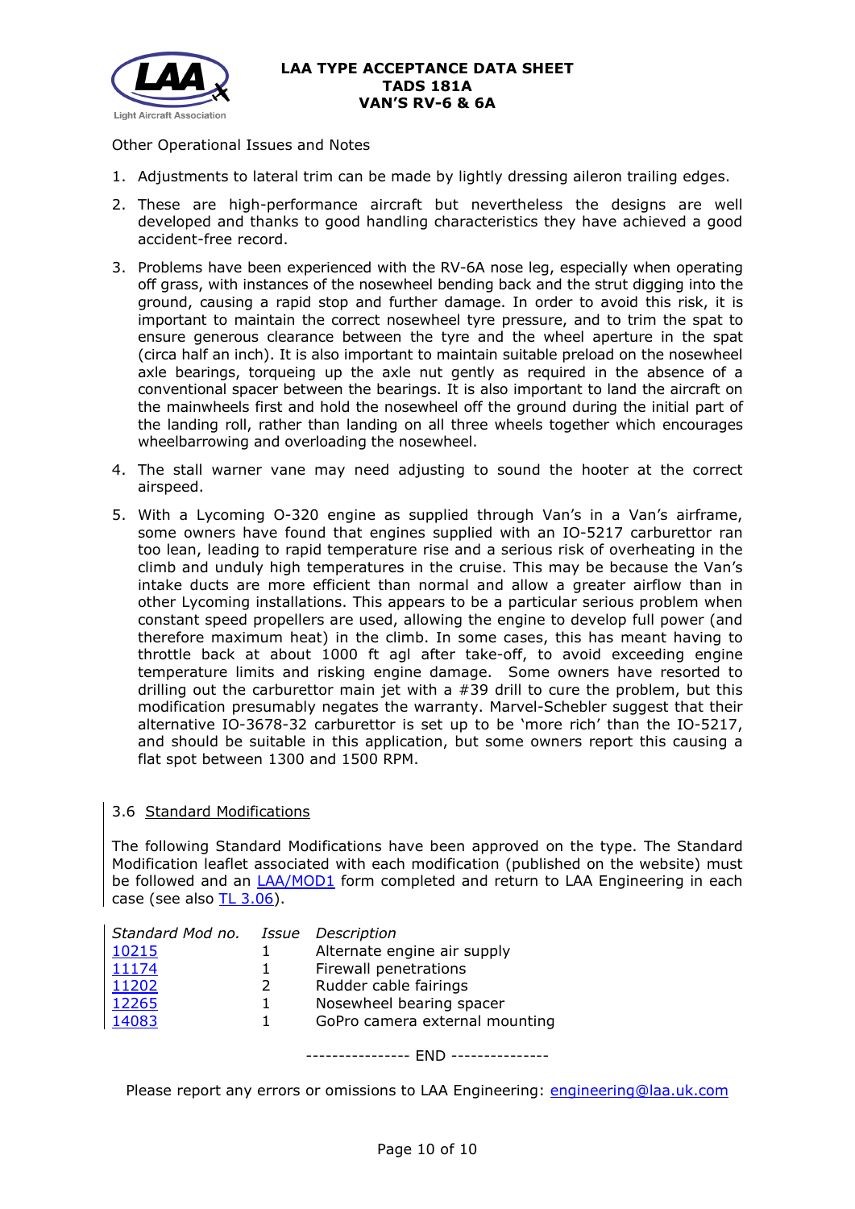Other Operational Issues and Notes

1. Adjustments to lateral trim can be made by lightly dressing aileron trailing edges.
2. These are high-performance aircraft but nevertheless the designs are well developed and thanks to good handling characteristics they have achieved a good accident-free record.
3. Problems have been experienced with the RV-6A nose leg, especially when operating off grass, with instances of the nosewheel bending back and the strut digging into the ground, causing a rapid stop and further damage. In order to avoid this risk, it is important to maintain the correct nosewheel tyre pressure, and to trim the spat to ensure generous clearance between the tyre and the wheel aperture in the spat (circa half an inch). It is also important to maintain suitable preload on the nosewheel axle bearings, torqueing up the axle nut gently as required in the absence of a conventional spacer between the bearings. It is also important to land the aircraft on the mainwheels first and hold the nosewheel off the ground during the initial part of the landing roll, rather than landing on all three wheels together which encourages wheelbarrowing and overloading the nosewheel.
4. The stall warner vane may need adjusting to sound the hooter at the correct airspeed.
5. With a Lycoming O-320 engine as supplied through Van's in a Van's airframe, some owners have found that engines supplied with an IO-5217 carburettor ran too lean, leading to rapid temperature rise and a serious risk of overheating in the climb and unduly high temperatures in the cruise. This may be because the Van's intake ducts are more efficient than normal and allow a greater airflow than in other Lycoming installations. This appears to be a particular serious problem when constant speed propellers are used, allowing the engine to develop full power (and therefore maximum heat) in the climb. In some cases, this has meant having to throttle back at about 1000 ft agl after take-off, to avoid exceeding engine temperature limits and risking engine damage. Some owners have resorted to drilling out the carburettor main jet with a #39 drill to cure the problem, but this modification presumably negates the warranty. Marvel-Schebler suggest that their alternative IO-3678-32 carburettor is set up to be 'more rich' than the IO-5217, and should be suitable in this application, but some owners report this causing a flat spot between 1300 and 1500 RPM.

## 3.6 Standard Modifications

The following Standard Modifications have been approved on the type. The Standard Modification leaflet associated with each modification (published on the website) must be followed and an LAA/MOD1 form completed and return to LAA Engineering in each case (see also TL 3.06).

| *Standard Mod no.* | *Issue* | *Description* |
|---|---|---|
| 10215 | 1 | Alternate engine air supply |
| 11174 | 1 | Firewall penetrations |
| 11202 | 2 | Rudder cable fairings |
| 12265 | 1 | Nosewheel bearing spacer |
| 14083 | 1 | GoPro camera external mounting |

---------------- END ---------------

Please report any errors or omissions to LAA Engineering: engineering@laa.uk.com